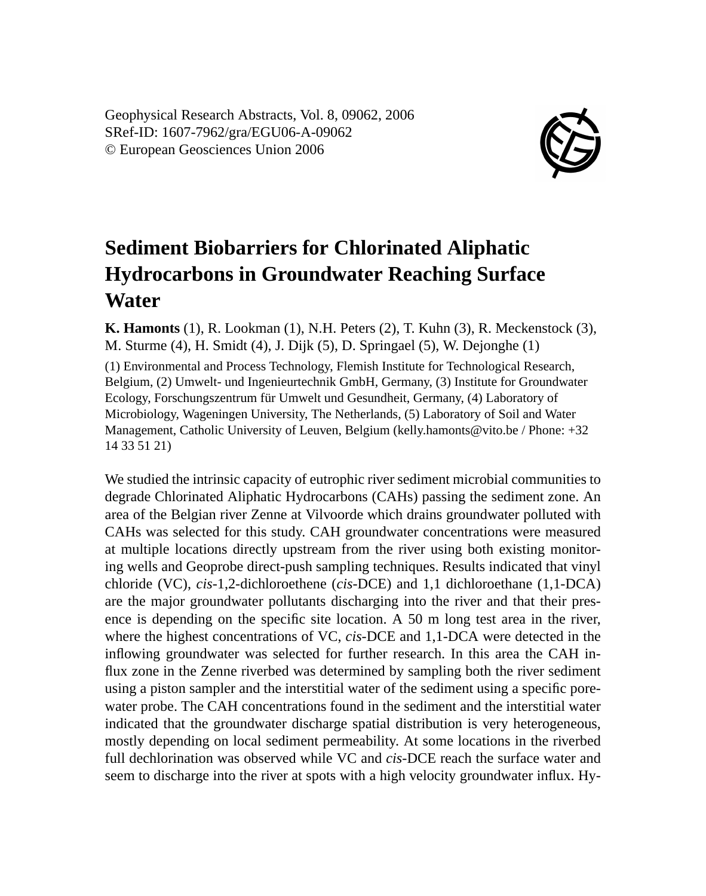Geophysical Research Abstracts, Vol. 8, 09062, 2006
SRef-ID: 1607-7962/gra/EGU06-A-09062
© European Geosciences Union 2006

# Sediment Biobarriers for Chlorinated Aliphatic Hydrocarbons in Groundwater Reaching Surface Water

**K. Hamonts** (1), R. Lookman (1), N.H. Peters (2), T. Kuhn (3), R. Meckenstock (3), M. Sturme (4), H. Smidt (4), J. Dijk (5), D. Springael (5), W. Dejonghe (1)

(1) Environmental and Process Technology, Flemish Institute for Technological Research, Belgium, (2) Umwelt- und Ingenieurtechnik GmbH, Germany, (3) Institute for Groundwater Ecology, Forschungszentrum für Umwelt und Gesundheit, Germany, (4) Laboratory of Microbiology, Wageningen University, The Netherlands, (5) Laboratory of Soil and Water Management, Catholic University of Leuven, Belgium (kelly.hamonts@vito.be / Phone: +32 14 33 51 21)

We studied the intrinsic capacity of eutrophic river sediment microbial communities to degrade Chlorinated Aliphatic Hydrocarbons (CAHs) passing the sediment zone. An area of the Belgian river Zenne at Vilvoorde which drains groundwater polluted with CAHs was selected for this study. CAH groundwater concentrations were measured at multiple locations directly upstream from the river using both existing monitoring wells and Geoprobe direct-push sampling techniques. Results indicated that vinyl chloride (VC), *cis*-1,2-dichloroethene (*cis*-DCE) and 1,1 dichloroethane (1,1-DCA) are the major groundwater pollutants discharging into the river and that their presence is depending on the specific site location. A 50 m long test area in the river, where the highest concentrations of VC, *cis*-DCE and 1,1-DCA were detected in the inflowing groundwater was selected for further research. In this area the CAH influx zone in the Zenne riverbed was determined by sampling both the river sediment using a piston sampler and the interstitial water of the sediment using a specific porewater probe. The CAH concentrations found in the sediment and the interstitial water indicated that the groundwater discharge spatial distribution is very heterogeneous, mostly depending on local sediment permeability. At some locations in the riverbed full dechlorination was observed while VC and *cis*-DCE reach the surface water and seem to discharge into the river at spots with a high velocity groundwater influx. Hy-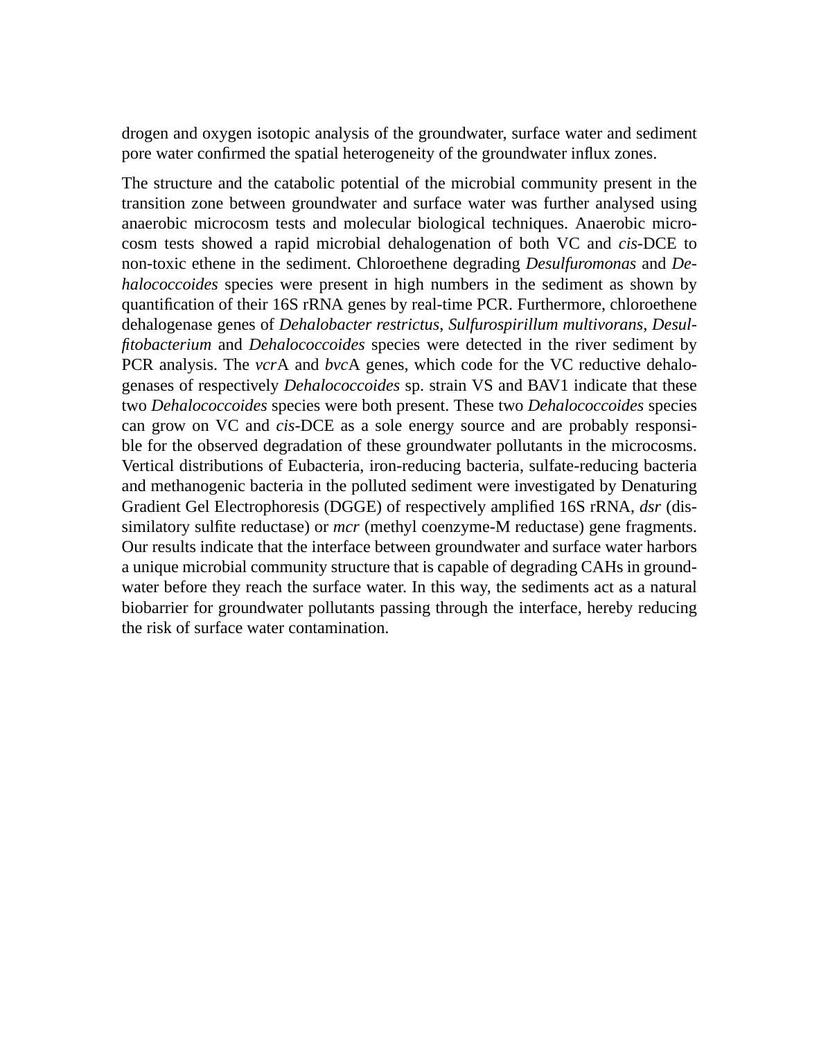drogen and oxygen isotopic analysis of the groundwater, surface water and sediment pore water confirmed the spatial heterogeneity of the groundwater influx zones.

The structure and the catabolic potential of the microbial community present in the transition zone between groundwater and surface water was further analysed using anaerobic microcosm tests and molecular biological techniques. Anaerobic microcosm tests showed a rapid microbial dehalogenation of both VC and *cis*-DCE to non-toxic ethene in the sediment. Chloroethene degrading *Desulfuromonas* and *Dehalococcoides* species were present in high numbers in the sediment as shown by quantification of their 16S rRNA genes by real-time PCR. Furthermore, chloroethene dehalogenase genes of *Dehalobacter restrictus*, *Sulfurospirillum multivorans*, *Desulfitobacterium* and *Dehalococcoides* species were detected in the river sediment by PCR analysis. The *vcr*A and *bvc*A genes, which code for the VC reductive dehalogenases of respectively *Dehalococcoides* sp. strain VS and BAV1 indicate that these two *Dehalococcoides* species were both present. These two *Dehalococcoides* species can grow on VC and *cis*-DCE as a sole energy source and are probably responsible for the observed degradation of these groundwater pollutants in the microcosms. Vertical distributions of Eubacteria, iron-reducing bacteria, sulfate-reducing bacteria and methanogenic bacteria in the polluted sediment were investigated by Denaturing Gradient Gel Electrophoresis (DGGE) of respectively amplified 16S rRNA, *dsr* (dissimilatory sulfite reductase) or *mcr* (methyl coenzyme-M reductase) gene fragments. Our results indicate that the interface between groundwater and surface water harbors a unique microbial community structure that is capable of degrading CAHs in groundwater before they reach the surface water. In this way, the sediments act as a natural biobarrier for groundwater pollutants passing through the interface, hereby reducing the risk of surface water contamination.